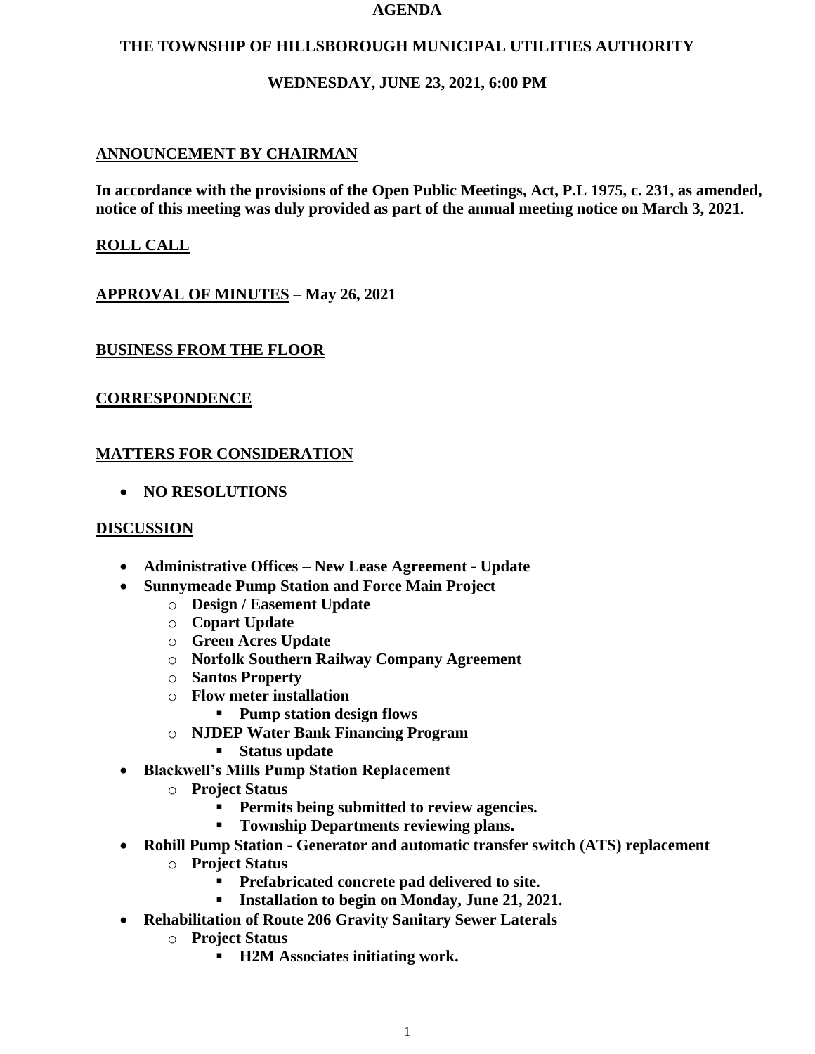# AGENDA

## THE TOWNSHIP OF HILLSBOROUGH MUNICIPAL UTILITIES AUTHORITY

### WEDNESDAY, JUNE 23, 2021, 6:00 PM

**ANNOUNCEMENT BY CHAIRMAN**

**In accordance with the provisions of the Open Public Meetings, Act, P.L 1975, c. 231, as amended, notice of this meeting was duly provided as part of the annual meeting notice on March 3, 2021.**

**ROLL CALL**

**APPROVAL OF MINUTES** – **May 26, 2021**

**BUSINESS FROM THE FLOOR**

**CORRESPONDENCE**

**MATTERS FOR CONSIDERATION**

- **NO RESOLUTIONS**

**DISCUSSION**

- **Administrative Offices – New Lease Agreement - Update**
- **Sunnymeade Pump Station and Force Main Project**
  - **Design / Easement Update**
  - **Copart Update**
  - **Green Acres Update**
  - **Norfolk Southern Railway Company Agreement**
  - **Santos Property**
  - **Flow meter installation**
    - **Pump station design flows**
  - **NJDEP Water Bank Financing Program**
    - **Status update**
- **Blackwell's Mills Pump Station Replacement**
  - **Project Status**
    - **Permits being submitted to review agencies.**
    - **Township Departments reviewing plans.**
- **Rohill Pump Station - Generator and automatic transfer switch (ATS) replacement**
  - **Project Status**
    - **Prefabricated concrete pad delivered to site.**
    - **Installation to begin on Monday, June 21, 2021.**
- **Rehabilitation of Route 206 Gravity Sanitary Sewer Laterals**
  - **Project Status**
    - **H2M Associates initiating work.**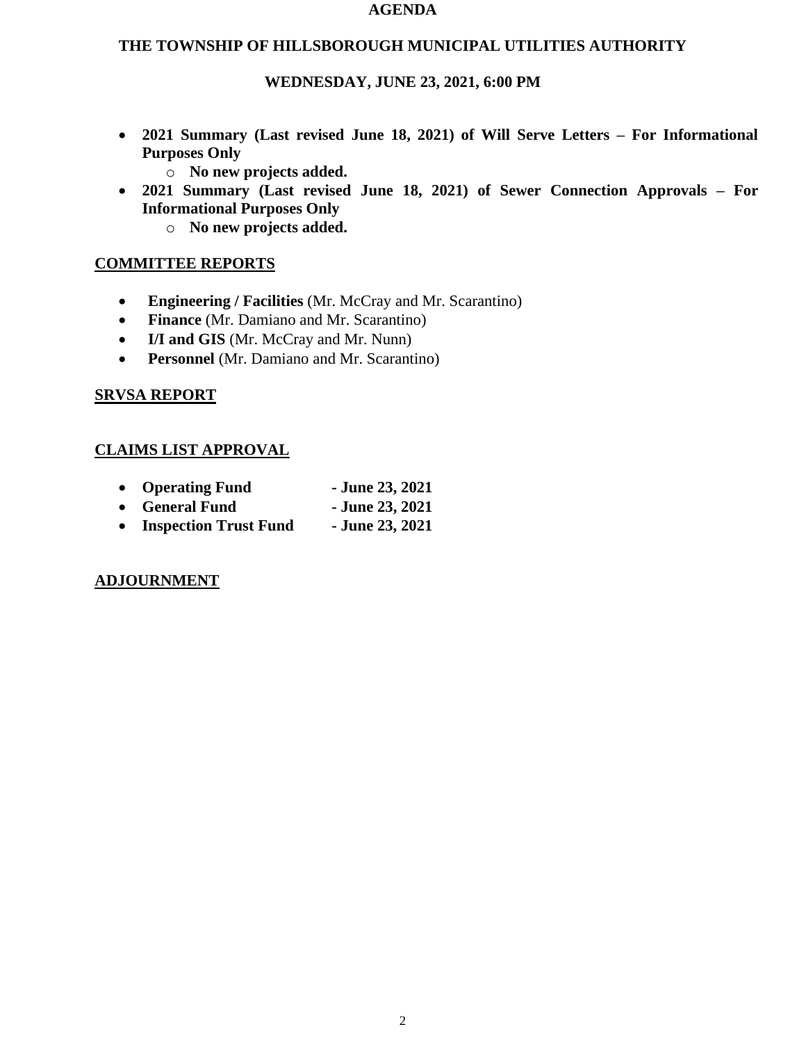**AGENDA**

**THE TOWNSHIP OF HILLSBOROUGH MUNICIPAL UTILITIES AUTHORITY**

**WEDNESDAY, JUNE 23, 2021, 6:00 PM**

- **2021 Summary (Last revised June 18, 2021) of Will Serve Letters – For Informational Purposes Only**
  - **No new projects added.**
- **2021 Summary (Last revised June 18, 2021) of Sewer Connection Approvals – For Informational Purposes Only**
  - **No new projects added.**

## COMMITTEE REPORTS

- **Engineering / Facilities** (Mr. McCray and Mr. Scarantino)
- **Finance** (Mr. Damiano and Mr. Scarantino)
- **I/I and GIS** (Mr. McCray and Mr. Nunn)
- **Personnel** (Mr. Damiano and Mr. Scarantino)

## SRVSA REPORT

## CLAIMS LIST APPROVAL

- **Operating Fund - June 23, 2021**
- **General Fund - June 23, 2021**
- **Inspection Trust Fund - June 23, 2021**

## ADJOURNMENT